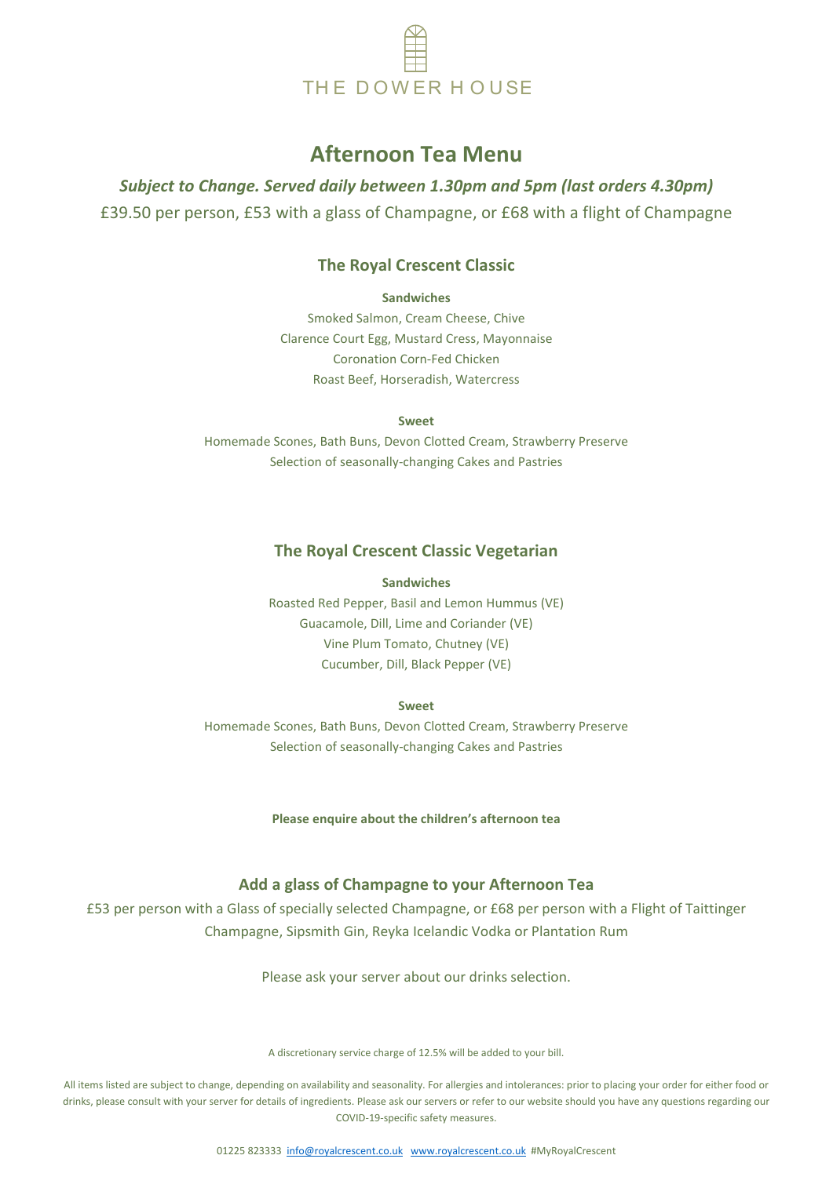THE DOWER HOUSE

# Afternoon Tea Menu

***Subject to Change. Served daily between 1.30pm and 5pm (last orders 4.30pm)***

£39.50 per person, £53 with a glass of Champagne, or £68 with a flight of Champagne

## The Royal Crescent Classic

**Sandwiches**

Smoked Salmon, Cream Cheese, Chive
Clarence Court Egg, Mustard Cress, Mayonnaise
Coronation Corn-Fed Chicken
Roast Beef, Horseradish, Watercress

**Sweet**

Homemade Scones, Bath Buns, Devon Clotted Cream, Strawberry Preserve
Selection of seasonally-changing Cakes and Pastries

## The Royal Crescent Classic Vegetarian

**Sandwiches**

Roasted Red Pepper, Basil and Lemon Hummus (VE)
Guacamole, Dill, Lime and Coriander (VE)
Vine Plum Tomato, Chutney (VE)
Cucumber, Dill, Black Pepper (VE)

**Sweet**

Homemade Scones, Bath Buns, Devon Clotted Cream, Strawberry Preserve
Selection of seasonally-changing Cakes and Pastries

**Please enquire about the children's afternoon tea**

## Add a glass of Champagne to your Afternoon Tea

£53 per person with a Glass of specially selected Champagne, or £68 per person with a Flight of Taittinger Champagne, Sipsmith Gin, Reyka Icelandic Vodka or Plantation Rum

Please ask your server about our drinks selection.

A discretionary service charge of 12.5% will be added to your bill.

All items listed are subject to change, depending on availability and seasonality. For allergies and intolerances: prior to placing your order for either food or drinks, please consult with your server for details of ingredients. Please ask our servers or refer to our website should you have any questions regarding our COVID-19-specific safety measures.

01225 823333 info@royalcrescent.co.uk www.royalcrescent.co.uk #MyRoyalCrescent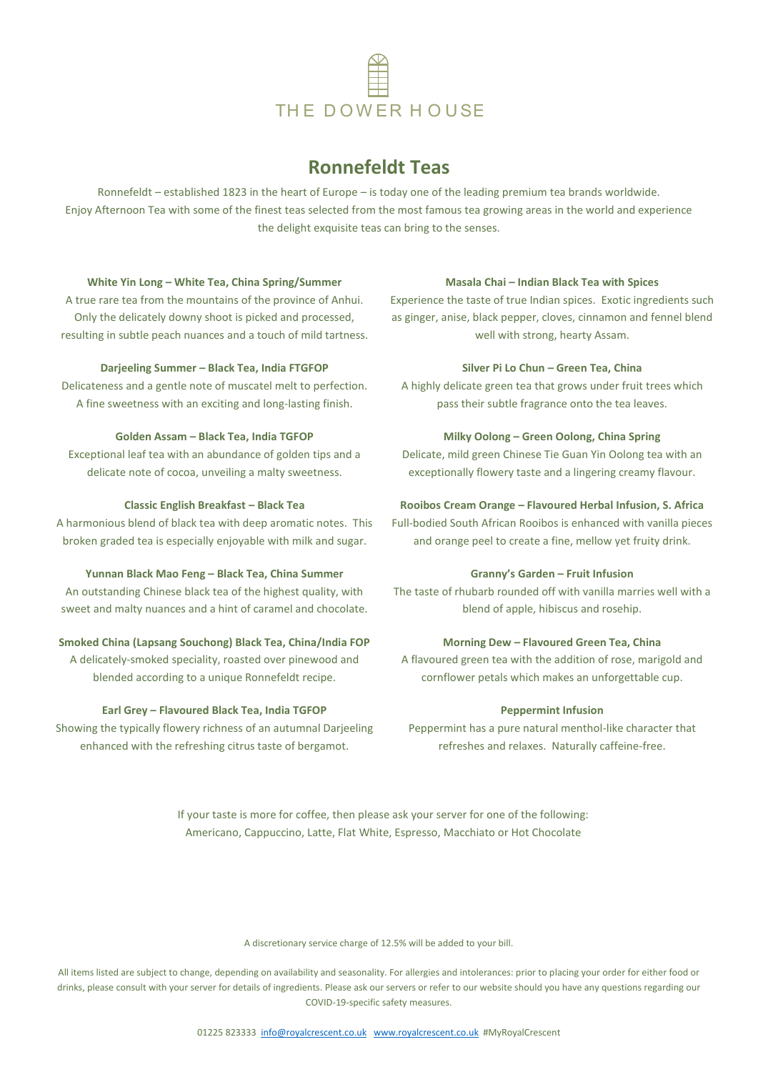THE DOWER HOUSE

# Ronnefeldt Teas

Ronnefeldt – established 1823 in the heart of Europe – is today one of the leading premium tea brands worldwide. Enjoy Afternoon Tea with some of the finest teas selected from the most famous tea growing areas in the world and experience the delight exquisite teas can bring to the senses.

**White Yin Long – White Tea, China Spring/Summer**
A true rare tea from the mountains of the province of Anhui. Only the delicately downy shoot is picked and processed, resulting in subtle peach nuances and a touch of mild tartness.

**Darjeeling Summer – Black Tea, India FTGFOP**
Delicateness and a gentle note of muscatel melt to perfection. A fine sweetness with an exciting and long-lasting finish.

**Golden Assam – Black Tea, India TGFOP**
Exceptional leaf tea with an abundance of golden tips and a delicate note of cocoa, unveiling a malty sweetness.

**Classic English Breakfast – Black Tea**
A harmonious blend of black tea with deep aromatic notes. This broken graded tea is especially enjoyable with milk and sugar.

**Yunnan Black Mao Feng – Black Tea, China Summer**
An outstanding Chinese black tea of the highest quality, with sweet and malty nuances and a hint of caramel and chocolate.

**Smoked China (Lapsang Souchong) Black Tea, China/India FOP**
A delicately-smoked speciality, roasted over pinewood and blended according to a unique Ronnefeldt recipe.

**Earl Grey – Flavoured Black Tea, India TGFOP**
Showing the typically flowery richness of an autumnal Darjeeling enhanced with the refreshing citrus taste of bergamot.

**Masala Chai – Indian Black Tea with Spices**
Experience the taste of true Indian spices. Exotic ingredients such as ginger, anise, black pepper, cloves, cinnamon and fennel blend well with strong, hearty Assam.

**Silver Pi Lo Chun – Green Tea, China**
A highly delicate green tea that grows under fruit trees which pass their subtle fragrance onto the tea leaves.

**Milky Oolong – Green Oolong, China Spring**
Delicate, mild green Chinese Tie Guan Yin Oolong tea with an exceptionally flowery taste and a lingering creamy flavour.

**Rooibos Cream Orange – Flavoured Herbal Infusion, S. Africa**
Full-bodied South African Rooibos is enhanced with vanilla pieces and orange peel to create a fine, mellow yet fruity drink.

**Granny's Garden – Fruit Infusion**
The taste of rhubarb rounded off with vanilla marries well with a blend of apple, hibiscus and rosehip.

**Morning Dew – Flavoured Green Tea, China**
A flavoured green tea with the addition of rose, marigold and cornflower petals which makes an unforgettable cup.

**Peppermint Infusion**
Peppermint has a pure natural menthol-like character that refreshes and relaxes. Naturally caffeine-free.

If your taste is more for coffee, then please ask your server for one of the following:
Americano, Cappuccino, Latte, Flat White, Espresso, Macchiato or Hot Chocolate

A discretionary service charge of 12.5% will be added to your bill.

All items listed are subject to change, depending on availability and seasonality. For allergies and intolerances: prior to placing your order for either food or drinks, please consult with your server for details of ingredients. Please ask our servers or refer to our website should you have any questions regarding our COVID-19-specific safety measures.

01225 823333 info@royalcrescent.co.uk www.royalcrescent.co.uk #MyRoyalCrescent